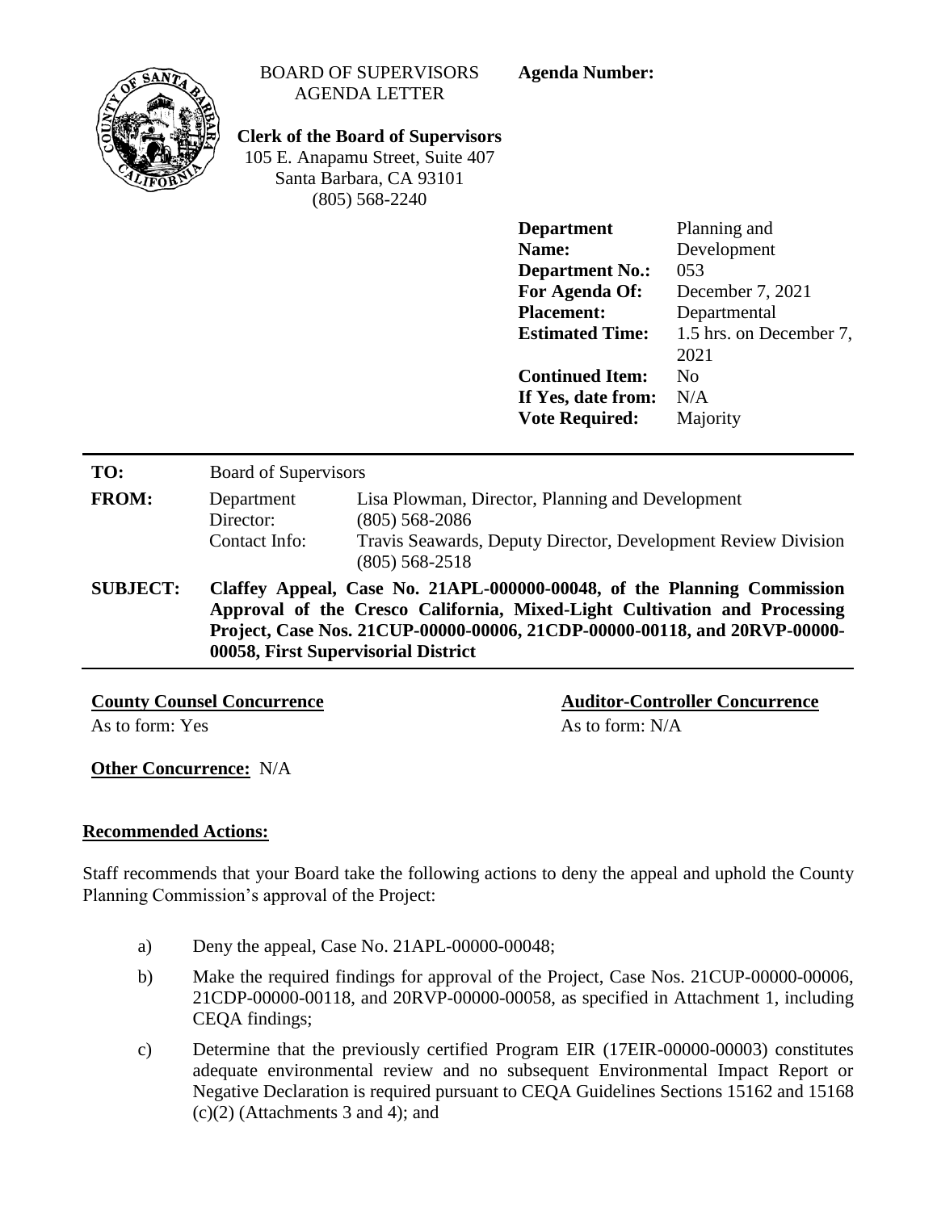BOARD OF SUPERVISORS
AGENDA LETTER

**Agenda Number:**

**Clerk of the Board of Supervisors**
105 E. Anapamu Street, Suite 407
Santa Barbara, CA 93101
(805) 568-2240

| | |
|---|---|
| **Department Name:** | Planning and Development |
| **Department No.:** | 053 |
| **For Agenda Of:** | December 7, 2021 |
| **Placement:** | Departmental |
| **Estimated Time:** | 1.5 hrs. on December 7, 2021 |
| **Continued Item:** | No |
| **If Yes, date from:** | N/A |
| **Vote Required:** | Majority |

| | | |
|---|---|---|
| **TO:** | Board of Supervisors | |
| **FROM:** | Department Director: | Lisa Plowman, Director, Planning and Development (805) 568-2086 |
| | Contact Info: | Travis Seawards, Deputy Director, Development Review Division (805) 568-2518 |
| **SUBJECT:** | **Claffey Appeal, Case No. 21APL-000000-00048, of the Planning Commission Approval of the Cresco California, Mixed-Light Cultivation and Processing Project, Case Nos. 21CUP-00000-00006, 21CDP-00000-00118, and 20RVP-00000-00058, First Supervisorial District** | |

**County Counsel Concurrence**
As to form: Yes

**Auditor-Controller Concurrence**
As to form: N/A

**Other Concurrence:** N/A

**Recommended Actions:**

Staff recommends that your Board take the following actions to deny the appeal and uphold the County Planning Commission's approval of the Project:

a) Deny the appeal, Case No. 21APL-00000-00048;

b) Make the required findings for approval of the Project, Case Nos. 21CUP-00000-00006, 21CDP-00000-00118, and 20RVP-00000-00058, as specified in Attachment 1, including CEQA findings;

c) Determine that the previously certified Program EIR (17EIR-00000-00003) constitutes adequate environmental review and no subsequent Environmental Impact Report or Negative Declaration is required pursuant to CEQA Guidelines Sections 15162 and 15168 (c)(2) (Attachments 3 and 4); and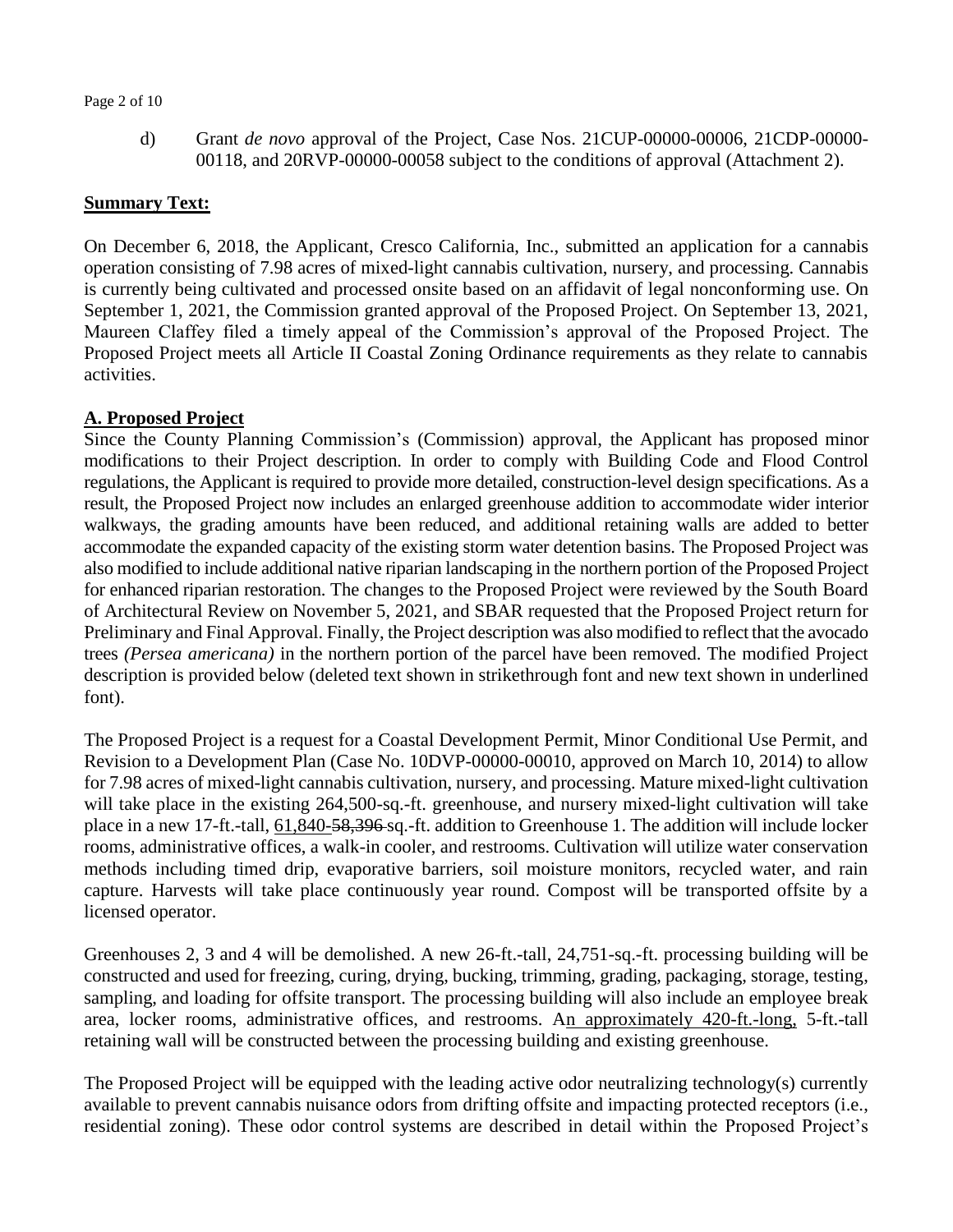d) Grant *de novo* approval of the Project, Case Nos. 21CUP-00000-00006, 21CDP-00000-00118, and 20RVP-00000-00058 subject to the conditions of approval (Attachment 2).

**<u>Summary Text:</u>**

On December 6, 2018, the Applicant, Cresco California, Inc., submitted an application for a cannabis operation consisting of 7.98 acres of mixed-light cannabis cultivation, nursery, and processing. Cannabis is currently being cultivated and processed onsite based on an affidavit of legal nonconforming use. On September 1, 2021, the Commission granted approval of the Proposed Project. On September 13, 2021, Maureen Claffey filed a timely appeal of the Commission's approval of the Proposed Project. The Proposed Project meets all Article II Coastal Zoning Ordinance requirements as they relate to cannabis activities.

**<u>A. Proposed Project</u>**

Since the County Planning Commission's (Commission) approval, the Applicant has proposed minor modifications to their Project description. In order to comply with Building Code and Flood Control regulations, the Applicant is required to provide more detailed, construction-level design specifications. As a result, the Proposed Project now includes an enlarged greenhouse addition to accommodate wider interior walkways, the grading amounts have been reduced, and additional retaining walls are added to better accommodate the expanded capacity of the existing storm water detention basins. The Proposed Project was also modified to include additional native riparian landscaping in the northern portion of the Proposed Project for enhanced riparian restoration. The changes to the Proposed Project were reviewed by the South Board of Architectural Review on November 5, 2021, and SBAR requested that the Proposed Project return for Preliminary and Final Approval. Finally, the Project description was also modified to reflect that the avocado trees *(Persea americana)* in the northern portion of the parcel have been removed. The modified Project description is provided below (deleted text shown in strikethrough font and new text shown in underlined font).

The Proposed Project is a request for a Coastal Development Permit, Minor Conditional Use Permit, and Revision to a Development Plan (Case No. 10DVP-00000-00010, approved on March 10, 2014) to allow for 7.98 acres of mixed-light cannabis cultivation, nursery, and processing. Mature mixed-light cultivation will take place in the existing 264,500-sq.-ft. greenhouse, and nursery mixed-light cultivation will take place in a new 17-ft.-tall, <u>61,840</u> ~~58,396~~ sq.-ft. addition to Greenhouse 1. The addition will include locker rooms, administrative offices, a walk-in cooler, and restrooms. Cultivation will utilize water conservation methods including timed drip, evaporative barriers, soil moisture monitors, recycled water, and rain capture. Harvests will take place continuously year round. Compost will be transported offsite by a licensed operator.

Greenhouses 2, 3 and 4 will be demolished. A new 26-ft.-tall, 24,751-sq.-ft. processing building will be constructed and used for freezing, curing, drying, bucking, trimming, grading, packaging, storage, testing, sampling, and loading for offsite transport. The processing building will also include an employee break area, locker rooms, administrative offices, and restrooms. A<u>n approximately 420-ft.-long,</u> 5-ft.-tall retaining wall will be constructed between the processing building and existing greenhouse.

The Proposed Project will be equipped with the leading active odor neutralizing technology(s) currently available to prevent cannabis nuisance odors from drifting offsite and impacting protected receptors (i.e., residential zoning). These odor control systems are described in detail within the Proposed Project's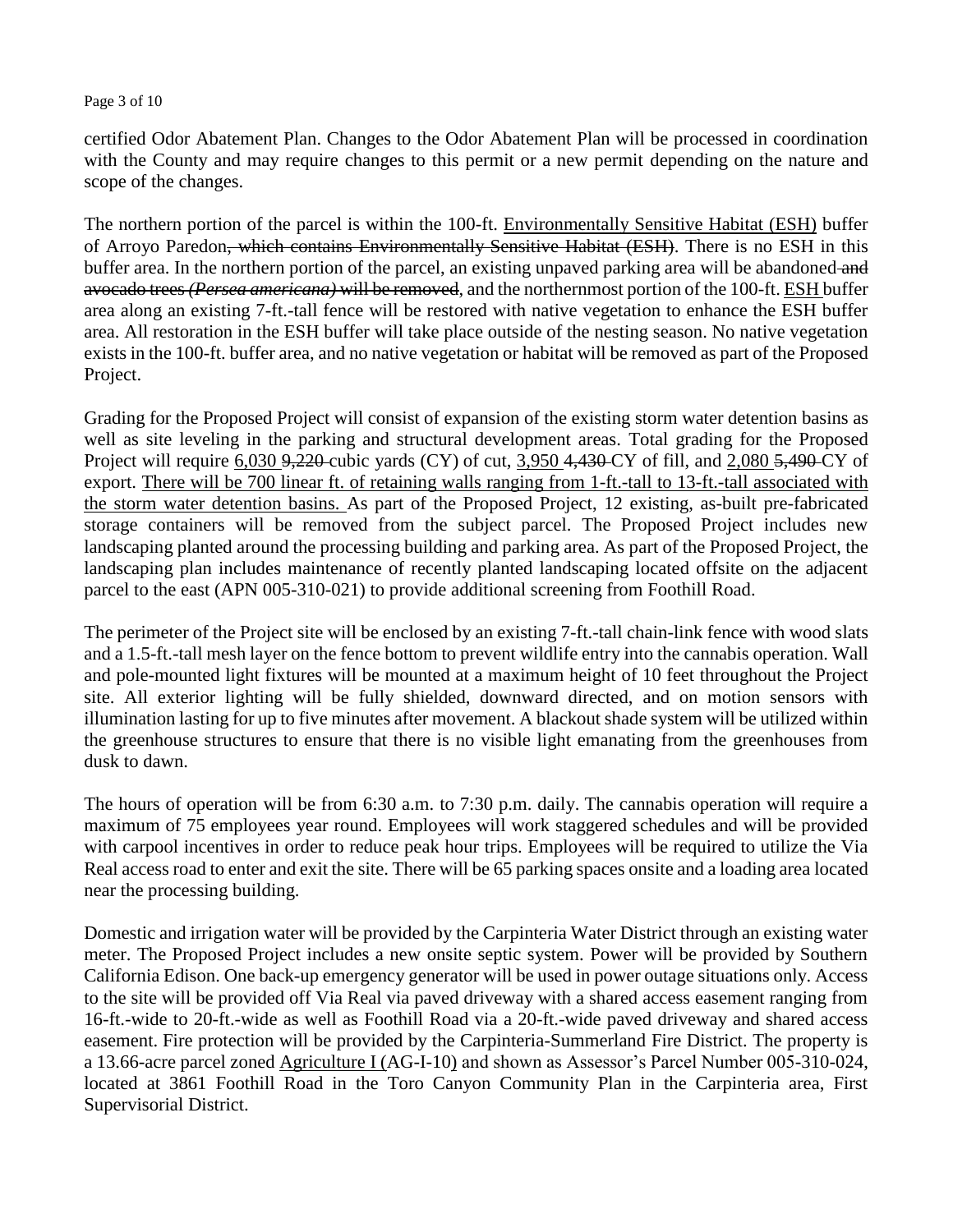certified Odor Abatement Plan. Changes to the Odor Abatement Plan will be processed in coordination with the County and may require changes to this permit or a new permit depending on the nature and scope of the changes.

The northern portion of the parcel is within the 100-ft. Environmentally Sensitive Habitat (ESH) buffer of Arroyo Paredon~~, which contains Environmentally Sensitive Habitat (ESH)~~. There is no ESH in this buffer area. In the northern portion of the parcel, an existing unpaved parking area will be abandoned ~~and avocado trees *(Persea americana)* will be removed~~, and the northernmost portion of the 100-ft. ESH buffer area along an existing 7-ft.-tall fence will be restored with native vegetation to enhance the ESH buffer area. All restoration in the ESH buffer will take place outside of the nesting season. No native vegetation exists in the 100-ft. buffer area, and no native vegetation or habitat will be removed as part of the Proposed Project.

Grading for the Proposed Project will consist of expansion of the existing storm water detention basins as well as site leveling in the parking and structural development areas. Total grading for the Proposed Project will require 6,030 ~~9,220~~ cubic yards (CY) of cut, 3,950 ~~4,430~~ CY of fill, and 2,080 ~~5,490~~ CY of export. There will be 700 linear ft. of retaining walls ranging from 1-ft.-tall to 13-ft.-tall associated with the storm water detention basins. As part of the Proposed Project, 12 existing, as-built pre-fabricated storage containers will be removed from the subject parcel. The Proposed Project includes new landscaping planted around the processing building and parking area. As part of the Proposed Project, the landscaping plan includes maintenance of recently planted landscaping located offsite on the adjacent parcel to the east (APN 005-310-021) to provide additional screening from Foothill Road.

The perimeter of the Project site will be enclosed by an existing 7-ft.-tall chain-link fence with wood slats and a 1.5-ft.-tall mesh layer on the fence bottom to prevent wildlife entry into the cannabis operation. Wall and pole-mounted light fixtures will be mounted at a maximum height of 10 feet throughout the Project site. All exterior lighting will be fully shielded, downward directed, and on motion sensors with illumination lasting for up to five minutes after movement. A blackout shade system will be utilized within the greenhouse structures to ensure that there is no visible light emanating from the greenhouses from dusk to dawn.

The hours of operation will be from 6:30 a.m. to 7:30 p.m. daily. The cannabis operation will require a maximum of 75 employees year round. Employees will work staggered schedules and will be provided with carpool incentives in order to reduce peak hour trips. Employees will be required to utilize the Via Real access road to enter and exit the site. There will be 65 parking spaces onsite and a loading area located near the processing building.

Domestic and irrigation water will be provided by the Carpinteria Water District through an existing water meter. The Proposed Project includes a new onsite septic system. Power will be provided by Southern California Edison. One back-up emergency generator will be used in power outage situations only. Access to the site will be provided off Via Real via paved driveway with a shared access easement ranging from 16-ft.-wide to 20-ft.-wide as well as Foothill Road via a 20-ft.-wide paved driveway and shared access easement. Fire protection will be provided by the Carpinteria-Summerland Fire District. The property is a 13.66-acre parcel zoned Agriculture I (AG-I-10) and shown as Assessor's Parcel Number 005-310-024, located at 3861 Foothill Road in the Toro Canyon Community Plan in the Carpinteria area, First Supervisorial District.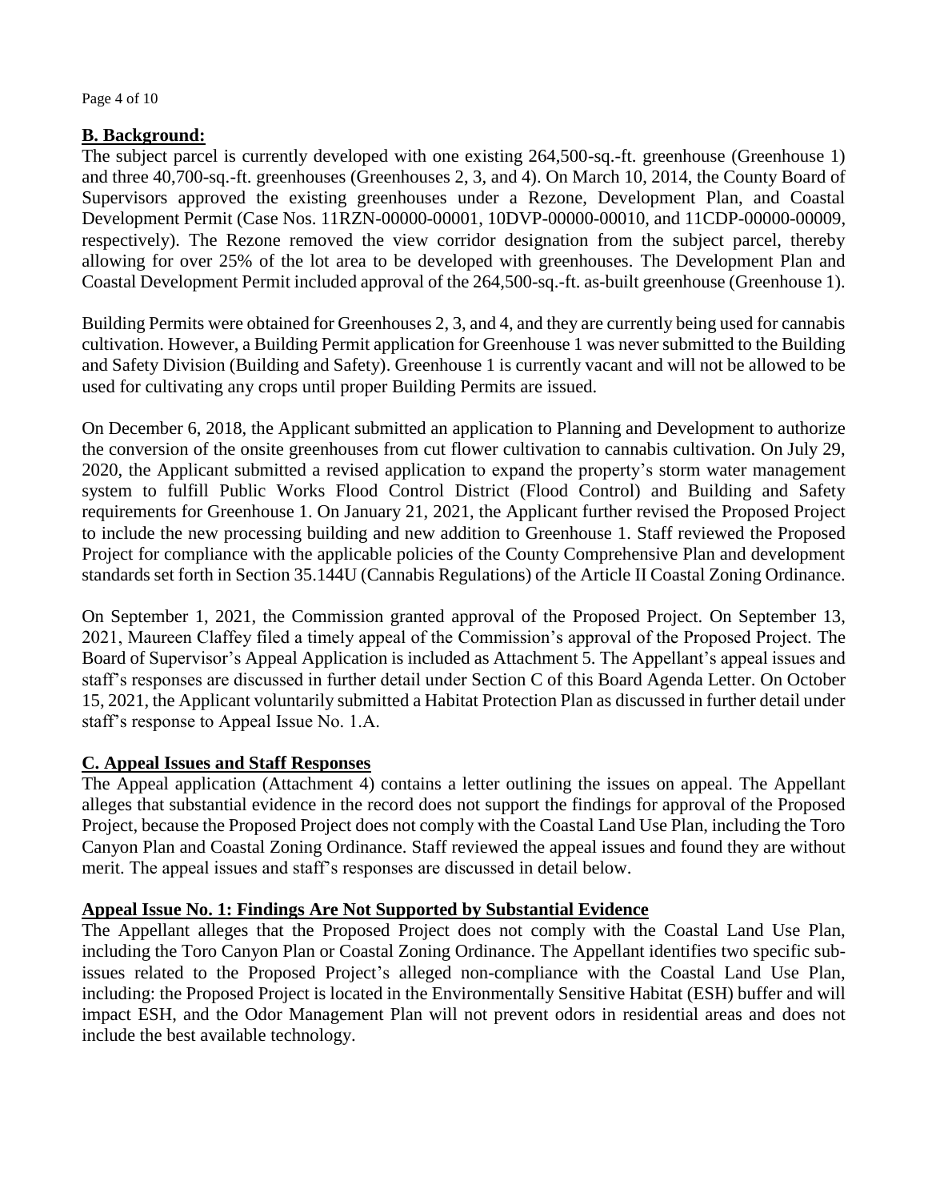**B. Background:**

The subject parcel is currently developed with one existing 264,500-sq.-ft. greenhouse (Greenhouse 1) and three 40,700-sq.-ft. greenhouses (Greenhouses 2, 3, and 4). On March 10, 2014, the County Board of Supervisors approved the existing greenhouses under a Rezone, Development Plan, and Coastal Development Permit (Case Nos. 11RZN-00000-00001, 10DVP-00000-00010, and 11CDP-00000-00009, respectively). The Rezone removed the view corridor designation from the subject parcel, thereby allowing for over 25% of the lot area to be developed with greenhouses. The Development Plan and Coastal Development Permit included approval of the 264,500-sq.-ft. as-built greenhouse (Greenhouse 1).

Building Permits were obtained for Greenhouses 2, 3, and 4, and they are currently being used for cannabis cultivation. However, a Building Permit application for Greenhouse 1 was never submitted to the Building and Safety Division (Building and Safety). Greenhouse 1 is currently vacant and will not be allowed to be used for cultivating any crops until proper Building Permits are issued.

On December 6, 2018, the Applicant submitted an application to Planning and Development to authorize the conversion of the onsite greenhouses from cut flower cultivation to cannabis cultivation. On July 29, 2020, the Applicant submitted a revised application to expand the property's storm water management system to fulfill Public Works Flood Control District (Flood Control) and Building and Safety requirements for Greenhouse 1. On January 21, 2021, the Applicant further revised the Proposed Project to include the new processing building and new addition to Greenhouse 1. Staff reviewed the Proposed Project for compliance with the applicable policies of the County Comprehensive Plan and development standards set forth in Section 35.144U (Cannabis Regulations) of the Article II Coastal Zoning Ordinance.

On September 1, 2021, the Commission granted approval of the Proposed Project. On September 13, 2021, Maureen Claffey filed a timely appeal of the Commission's approval of the Proposed Project. The Board of Supervisor's Appeal Application is included as Attachment 5. The Appellant's appeal issues and staff's responses are discussed in further detail under Section C of this Board Agenda Letter. On October 15, 2021, the Applicant voluntarily submitted a Habitat Protection Plan as discussed in further detail under staff's response to Appeal Issue No. 1.A.

**C. Appeal Issues and Staff Responses**

The Appeal application (Attachment 4) contains a letter outlining the issues on appeal. The Appellant alleges that substantial evidence in the record does not support the findings for approval of the Proposed Project, because the Proposed Project does not comply with the Coastal Land Use Plan, including the Toro Canyon Plan and Coastal Zoning Ordinance. Staff reviewed the appeal issues and found they are without merit. The appeal issues and staff's responses are discussed in detail below.

**Appeal Issue No. 1: Findings Are Not Supported by Substantial Evidence**

The Appellant alleges that the Proposed Project does not comply with the Coastal Land Use Plan, including the Toro Canyon Plan or Coastal Zoning Ordinance. The Appellant identifies two specific sub-issues related to the Proposed Project's alleged non-compliance with the Coastal Land Use Plan, including: the Proposed Project is located in the Environmentally Sensitive Habitat (ESH) buffer and will impact ESH, and the Odor Management Plan will not prevent odors in residential areas and does not include the best available technology.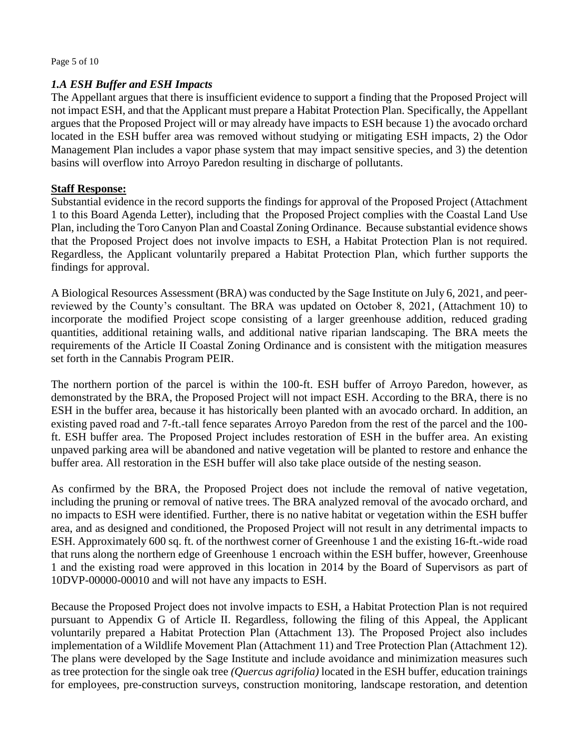### *1.A ESH Buffer and ESH Impacts*

The Appellant argues that there is insufficient evidence to support a finding that the Proposed Project will not impact ESH, and that the Applicant must prepare a Habitat Protection Plan. Specifically, the Appellant argues that the Proposed Project will or may already have impacts to ESH because 1) the avocado orchard located in the ESH buffer area was removed without studying or mitigating ESH impacts, 2) the Odor Management Plan includes a vapor phase system that may impact sensitive species, and 3) the detention basins will overflow into Arroyo Paredon resulting in discharge of pollutants.

**Staff Response:**

Substantial evidence in the record supports the findings for approval of the Proposed Project (Attachment 1 to this Board Agenda Letter), including that the Proposed Project complies with the Coastal Land Use Plan, including the Toro Canyon Plan and Coastal Zoning Ordinance. Because substantial evidence shows that the Proposed Project does not involve impacts to ESH, a Habitat Protection Plan is not required. Regardless, the Applicant voluntarily prepared a Habitat Protection Plan, which further supports the findings for approval.

A Biological Resources Assessment (BRA) was conducted by the Sage Institute on July 6, 2021, and peer-reviewed by the County's consultant. The BRA was updated on October 8, 2021, (Attachment 10) to incorporate the modified Project scope consisting of a larger greenhouse addition, reduced grading quantities, additional retaining walls, and additional native riparian landscaping. The BRA meets the requirements of the Article II Coastal Zoning Ordinance and is consistent with the mitigation measures set forth in the Cannabis Program PEIR.

The northern portion of the parcel is within the 100-ft. ESH buffer of Arroyo Paredon, however, as demonstrated by the BRA, the Proposed Project will not impact ESH. According to the BRA, there is no ESH in the buffer area, because it has historically been planted with an avocado orchard. In addition, an existing paved road and 7-ft.-tall fence separates Arroyo Paredon from the rest of the parcel and the 100-ft. ESH buffer area. The Proposed Project includes restoration of ESH in the buffer area. An existing unpaved parking area will be abandoned and native vegetation will be planted to restore and enhance the buffer area. All restoration in the ESH buffer will also take place outside of the nesting season.

As confirmed by the BRA, the Proposed Project does not include the removal of native vegetation, including the pruning or removal of native trees. The BRA analyzed removal of the avocado orchard, and no impacts to ESH were identified. Further, there is no native habitat or vegetation within the ESH buffer area, and as designed and conditioned, the Proposed Project will not result in any detrimental impacts to ESH. Approximately 600 sq. ft. of the northwest corner of Greenhouse 1 and the existing 16-ft.-wide road that runs along the northern edge of Greenhouse 1 encroach within the ESH buffer, however, Greenhouse 1 and the existing road were approved in this location in 2014 by the Board of Supervisors as part of 10DVP-00000-00010 and will not have any impacts to ESH.

Because the Proposed Project does not involve impacts to ESH, a Habitat Protection Plan is not required pursuant to Appendix G of Article II. Regardless, following the filing of this Appeal, the Applicant voluntarily prepared a Habitat Protection Plan (Attachment 13). The Proposed Project also includes implementation of a Wildlife Movement Plan (Attachment 11) and Tree Protection Plan (Attachment 12). The plans were developed by the Sage Institute and include avoidance and minimization measures such as tree protection for the single oak tree *(Quercus agrifolia)* located in the ESH buffer, education trainings for employees, pre-construction surveys, construction monitoring, landscape restoration, and detention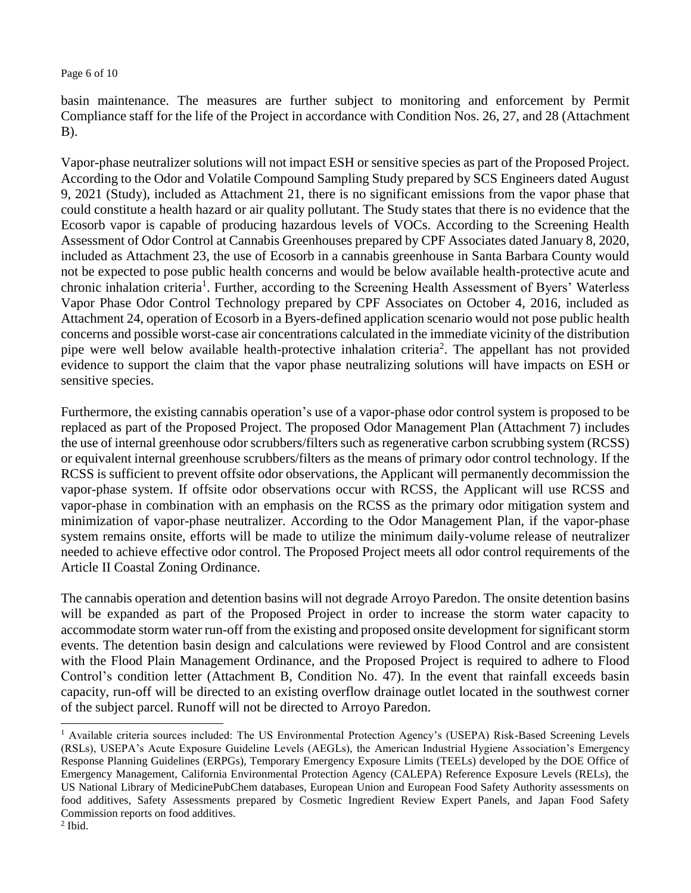basin maintenance. The measures are further subject to monitoring and enforcement by Permit Compliance staff for the life of the Project in accordance with Condition Nos. 26, 27, and 28 (Attachment B).

Vapor-phase neutralizer solutions will not impact ESH or sensitive species as part of the Proposed Project. According to the Odor and Volatile Compound Sampling Study prepared by SCS Engineers dated August 9, 2021 (Study), included as Attachment 21, there is no significant emissions from the vapor phase that could constitute a health hazard or air quality pollutant. The Study states that there is no evidence that the Ecosorb vapor is capable of producing hazardous levels of VOCs. According to the Screening Health Assessment of Odor Control at Cannabis Greenhouses prepared by CPF Associates dated January 8, 2020, included as Attachment 23, the use of Ecosorb in a cannabis greenhouse in Santa Barbara County would not be expected to pose public health concerns and would be below available health-protective acute and chronic inhalation criteria[1]. Further, according to the Screening Health Assessment of Byers' Waterless Vapor Phase Odor Control Technology prepared by CPF Associates on October 4, 2016, included as Attachment 24, operation of Ecosorb in a Byers-defined application scenario would not pose public health concerns and possible worst-case air concentrations calculated in the immediate vicinity of the distribution pipe were well below available health-protective inhalation criteria[2]. The appellant has not provided evidence to support the claim that the vapor phase neutralizing solutions will have impacts on ESH or sensitive species.

Furthermore, the existing cannabis operation's use of a vapor-phase odor control system is proposed to be replaced as part of the Proposed Project. The proposed Odor Management Plan (Attachment 7) includes the use of internal greenhouse odor scrubbers/filters such as regenerative carbon scrubbing system (RCSS) or equivalent internal greenhouse scrubbers/filters as the means of primary odor control technology. If the RCSS is sufficient to prevent offsite odor observations, the Applicant will permanently decommission the vapor-phase system. If offsite odor observations occur with RCSS, the Applicant will use RCSS and vapor-phase in combination with an emphasis on the RCSS as the primary odor mitigation system and minimization of vapor-phase neutralizer. According to the Odor Management Plan, if the vapor-phase system remains onsite, efforts will be made to utilize the minimum daily-volume release of neutralizer needed to achieve effective odor control. The Proposed Project meets all odor control requirements of the Article II Coastal Zoning Ordinance.

The cannabis operation and detention basins will not degrade Arroyo Paredon. The onsite detention basins will be expanded as part of the Proposed Project in order to increase the storm water capacity to accommodate storm water run-off from the existing and proposed onsite development for significant storm events. The detention basin design and calculations were reviewed by Flood Control and are consistent with the Flood Plain Management Ordinance, and the Proposed Project is required to adhere to Flood Control's condition letter (Attachment B, Condition No. 47). In the event that rainfall exceeds basin capacity, run-off will be directed to an existing overflow drainage outlet located in the southwest corner of the subject parcel. Runoff will not be directed to Arroyo Paredon.

---

[1] Available criteria sources included: The US Environmental Protection Agency's (USEPA) Risk-Based Screening Levels (RSLs), USEPA's Acute Exposure Guideline Levels (AEGLs), the American Industrial Hygiene Association's Emergency Response Planning Guidelines (ERPGs), Temporary Emergency Exposure Limits (TEELs) developed by the DOE Office of Emergency Management, California Environmental Protection Agency (CALEPA) Reference Exposure Levels (RELs), the US National Library of MedicinePubChem databases, European Union and European Food Safety Authority assessments on food additives, Safety Assessments prepared by Cosmetic Ingredient Review Expert Panels, and Japan Food Safety Commission reports on food additives.

[2] Ibid.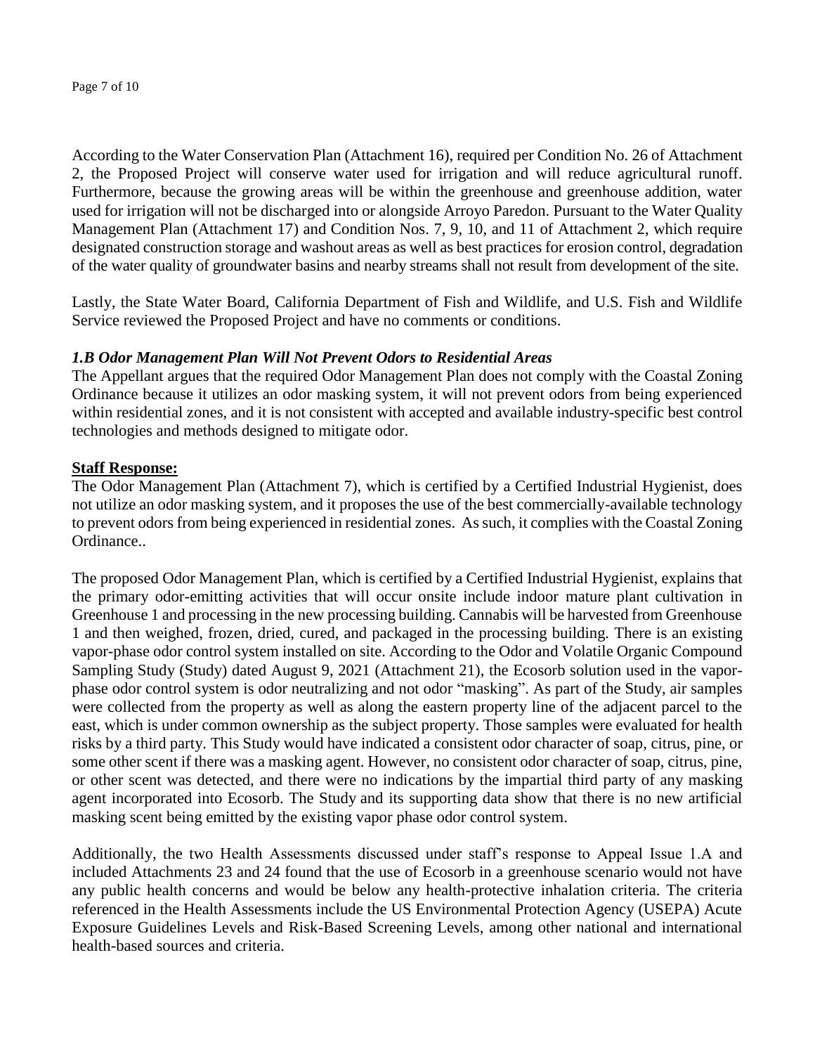According to the Water Conservation Plan (Attachment 16), required per Condition No. 26 of Attachment 2, the Proposed Project will conserve water used for irrigation and will reduce agricultural runoff. Furthermore, because the growing areas will be within the greenhouse and greenhouse addition, water used for irrigation will not be discharged into or alongside Arroyo Paredon. Pursuant to the Water Quality Management Plan (Attachment 17) and Condition Nos. 7, 9, 10, and 11 of Attachment 2, which require designated construction storage and washout areas as well as best practices for erosion control, degradation of the water quality of groundwater basins and nearby streams shall not result from development of the site.

Lastly, the State Water Board, California Department of Fish and Wildlife, and U.S. Fish and Wildlife Service reviewed the Proposed Project and have no comments or conditions.

### *1.B Odor Management Plan Will Not Prevent Odors to Residential Areas*

The Appellant argues that the required Odor Management Plan does not comply with the Coastal Zoning Ordinance because it utilizes an odor masking system, it will not prevent odors from being experienced within residential zones, and it is not consistent with accepted and available industry-specific best control technologies and methods designed to mitigate odor.

**Staff Response:**

The Odor Management Plan (Attachment 7), which is certified by a Certified Industrial Hygienist, does not utilize an odor masking system, and it proposes the use of the best commercially-available technology to prevent odors from being experienced in residential zones. As such, it complies with the Coastal Zoning Ordinance..

The proposed Odor Management Plan, which is certified by a Certified Industrial Hygienist, explains that the primary odor-emitting activities that will occur onsite include indoor mature plant cultivation in Greenhouse 1 and processing in the new processing building. Cannabis will be harvested from Greenhouse 1 and then weighed, frozen, dried, cured, and packaged in the processing building. There is an existing vapor-phase odor control system installed on site. According to the Odor and Volatile Organic Compound Sampling Study (Study) dated August 9, 2021 (Attachment 21), the Ecosorb solution used in the vapor-phase odor control system is odor neutralizing and not odor "masking". As part of the Study, air samples were collected from the property as well as along the eastern property line of the adjacent parcel to the east, which is under common ownership as the subject property. Those samples were evaluated for health risks by a third party. This Study would have indicated a consistent odor character of soap, citrus, pine, or some other scent if there was a masking agent. However, no consistent odor character of soap, citrus, pine, or other scent was detected, and there were no indications by the impartial third party of any masking agent incorporated into Ecosorb. The Study and its supporting data show that there is no new artificial masking scent being emitted by the existing vapor phase odor control system.

Additionally, the two Health Assessments discussed under staff's response to Appeal Issue 1.A and included Attachments 23 and 24 found that the use of Ecosorb in a greenhouse scenario would not have any public health concerns and would be below any health-protective inhalation criteria. The criteria referenced in the Health Assessments include the US Environmental Protection Agency (USEPA) Acute Exposure Guidelines Levels and Risk-Based Screening Levels, among other national and international health-based sources and criteria.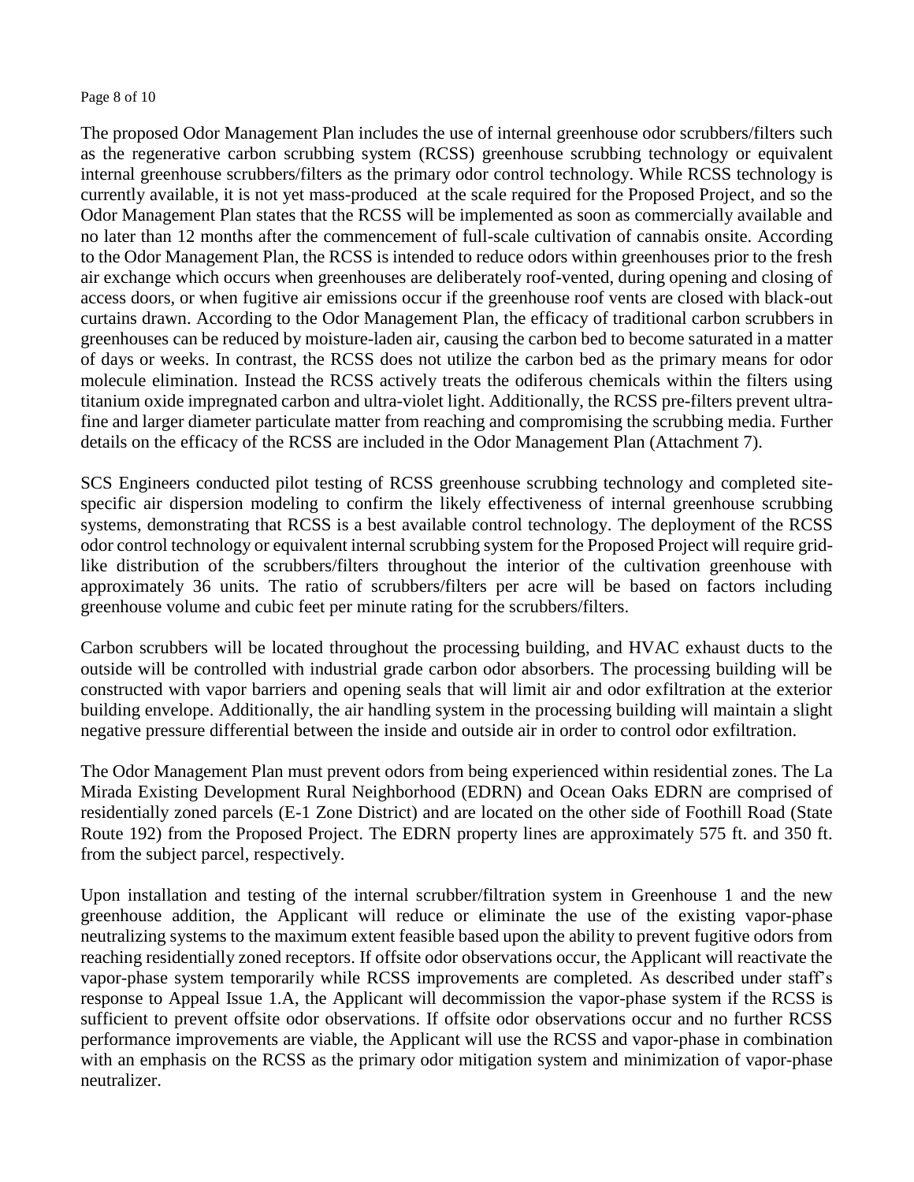The proposed Odor Management Plan includes the use of internal greenhouse odor scrubbers/filters such as the regenerative carbon scrubbing system (RCSS) greenhouse scrubbing technology or equivalent internal greenhouse scrubbers/filters as the primary odor control technology. While RCSS technology is currently available, it is not yet mass-produced at the scale required for the Proposed Project, and so the Odor Management Plan states that the RCSS will be implemented as soon as commercially available and no later than 12 months after the commencement of full-scale cultivation of cannabis onsite. According to the Odor Management Plan, the RCSS is intended to reduce odors within greenhouses prior to the fresh air exchange which occurs when greenhouses are deliberately roof-vented, during opening and closing of access doors, or when fugitive air emissions occur if the greenhouse roof vents are closed with black-out curtains drawn. According to the Odor Management Plan, the efficacy of traditional carbon scrubbers in greenhouses can be reduced by moisture-laden air, causing the carbon bed to become saturated in a matter of days or weeks. In contrast, the RCSS does not utilize the carbon bed as the primary means for odor molecule elimination. Instead the RCSS actively treats the odiferous chemicals within the filters using titanium oxide impregnated carbon and ultra-violet light. Additionally, the RCSS pre-filters prevent ultra-fine and larger diameter particulate matter from reaching and compromising the scrubbing media. Further details on the efficacy of the RCSS are included in the Odor Management Plan (Attachment 7).

SCS Engineers conducted pilot testing of RCSS greenhouse scrubbing technology and completed site-specific air dispersion modeling to confirm the likely effectiveness of internal greenhouse scrubbing systems, demonstrating that RCSS is a best available control technology. The deployment of the RCSS odor control technology or equivalent internal scrubbing system for the Proposed Project will require grid-like distribution of the scrubbers/filters throughout the interior of the cultivation greenhouse with approximately 36 units. The ratio of scrubbers/filters per acre will be based on factors including greenhouse volume and cubic feet per minute rating for the scrubbers/filters.

Carbon scrubbers will be located throughout the processing building, and HVAC exhaust ducts to the outside will be controlled with industrial grade carbon odor absorbers. The processing building will be constructed with vapor barriers and opening seals that will limit air and odor exfiltration at the exterior building envelope. Additionally, the air handling system in the processing building will maintain a slight negative pressure differential between the inside and outside air in order to control odor exfiltration.

The Odor Management Plan must prevent odors from being experienced within residential zones. The La Mirada Existing Development Rural Neighborhood (EDRN) and Ocean Oaks EDRN are comprised of residentially zoned parcels (E-1 Zone District) and are located on the other side of Foothill Road (State Route 192) from the Proposed Project. The EDRN property lines are approximately 575 ft. and 350 ft. from the subject parcel, respectively.

Upon installation and testing of the internal scrubber/filtration system in Greenhouse 1 and the new greenhouse addition, the Applicant will reduce or eliminate the use of the existing vapor-phase neutralizing systems to the maximum extent feasible based upon the ability to prevent fugitive odors from reaching residentially zoned receptors. If offsite odor observations occur, the Applicant will reactivate the vapor-phase system temporarily while RCSS improvements are completed. As described under staff's response to Appeal Issue 1.A, the Applicant will decommission the vapor-phase system if the RCSS is sufficient to prevent offsite odor observations. If offsite odor observations occur and no further RCSS performance improvements are viable, the Applicant will use the RCSS and vapor-phase in combination with an emphasis on the RCSS as the primary odor mitigation system and minimization of vapor-phase neutralizer.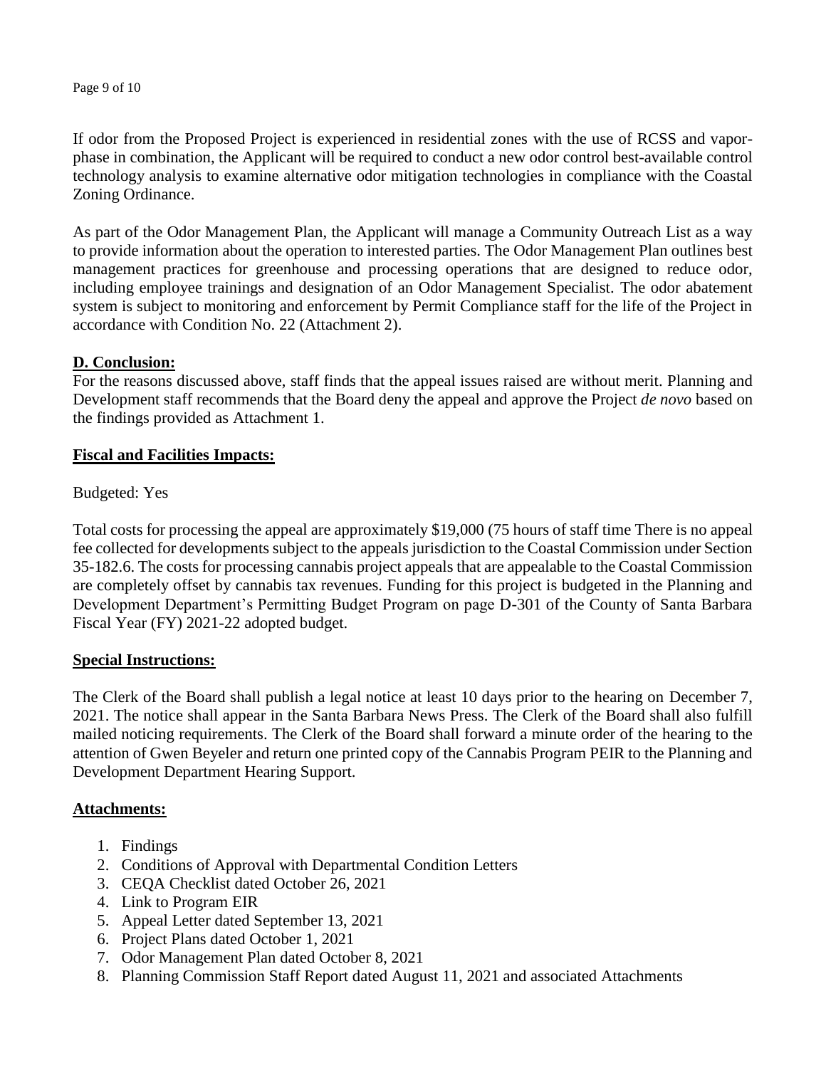If odor from the Proposed Project is experienced in residential zones with the use of RCSS and vapor-phase in combination, the Applicant will be required to conduct a new odor control best-available control technology analysis to examine alternative odor mitigation technologies in compliance with the Coastal Zoning Ordinance.

As part of the Odor Management Plan, the Applicant will manage a Community Outreach List as a way to provide information about the operation to interested parties. The Odor Management Plan outlines best management practices for greenhouse and processing operations that are designed to reduce odor, including employee trainings and designation of an Odor Management Specialist. The odor abatement system is subject to monitoring and enforcement by Permit Compliance staff for the life of the Project in accordance with Condition No. 22 (Attachment 2).

**D. Conclusion:**

For the reasons discussed above, staff finds that the appeal issues raised are without merit. Planning and Development staff recommends that the Board deny the appeal and approve the Project *de novo* based on the findings provided as Attachment 1.

**Fiscal and Facilities Impacts:**

Budgeted: Yes

Total costs for processing the appeal are approximately $19,000 (75 hours of staff time There is no appeal fee collected for developments subject to the appeals jurisdiction to the Coastal Commission under Section 35-182.6. The costs for processing cannabis project appeals that are appealable to the Coastal Commission are completely offset by cannabis tax revenues. Funding for this project is budgeted in the Planning and Development Department's Permitting Budget Program on page D-301 of the County of Santa Barbara Fiscal Year (FY) 2021-22 adopted budget.

**Special Instructions:**

The Clerk of the Board shall publish a legal notice at least 10 days prior to the hearing on December 7, 2021. The notice shall appear in the Santa Barbara News Press. The Clerk of the Board shall also fulfill mailed noticing requirements. The Clerk of the Board shall forward a minute order of the hearing to the attention of Gwen Beyeler and return one printed copy of the Cannabis Program PEIR to the Planning and Development Department Hearing Support.

**Attachments:**

1. Findings
2. Conditions of Approval with Departmental Condition Letters
3. CEQA Checklist dated October 26, 2021
4. Link to Program EIR
5. Appeal Letter dated September 13, 2021
6. Project Plans dated October 1, 2021
7. Odor Management Plan dated October 8, 2021
8. Planning Commission Staff Report dated August 11, 2021 and associated Attachments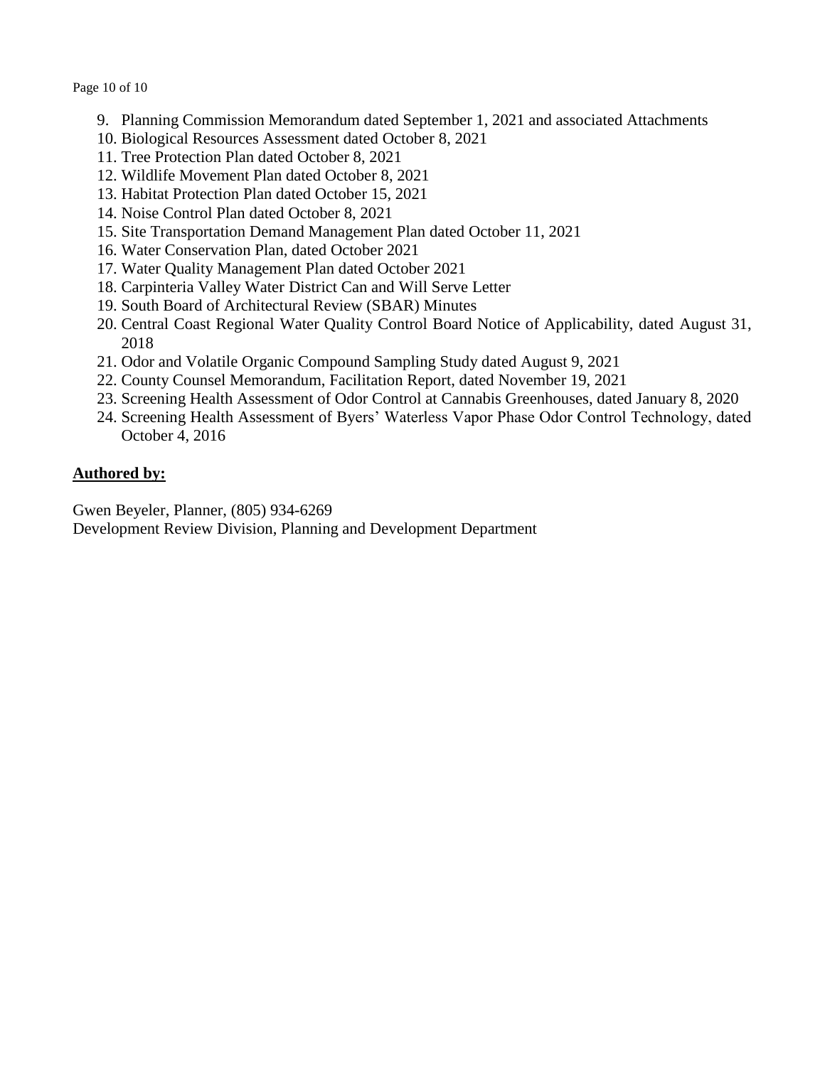9. Planning Commission Memorandum dated September 1, 2021 and associated Attachments
10. Biological Resources Assessment dated October 8, 2021
11. Tree Protection Plan dated October 8, 2021
12. Wildlife Movement Plan dated October 8, 2021
13. Habitat Protection Plan dated October 15, 2021
14. Noise Control Plan dated October 8, 2021
15. Site Transportation Demand Management Plan dated October 11, 2021
16. Water Conservation Plan, dated October 2021
17. Water Quality Management Plan dated October 2021
18. Carpinteria Valley Water District Can and Will Serve Letter
19. South Board of Architectural Review (SBAR) Minutes
20. Central Coast Regional Water Quality Control Board Notice of Applicability, dated August 31, 2018
21. Odor and Volatile Organic Compound Sampling Study dated August 9, 2021
22. County Counsel Memorandum, Facilitation Report, dated November 19, 2021
23. Screening Health Assessment of Odor Control at Cannabis Greenhouses, dated January 8, 2020
24. Screening Health Assessment of Byers' Waterless Vapor Phase Odor Control Technology, dated October 4, 2016

**Authored by:**

Gwen Beyeler, Planner, (805) 934-6269
Development Review Division, Planning and Development Department